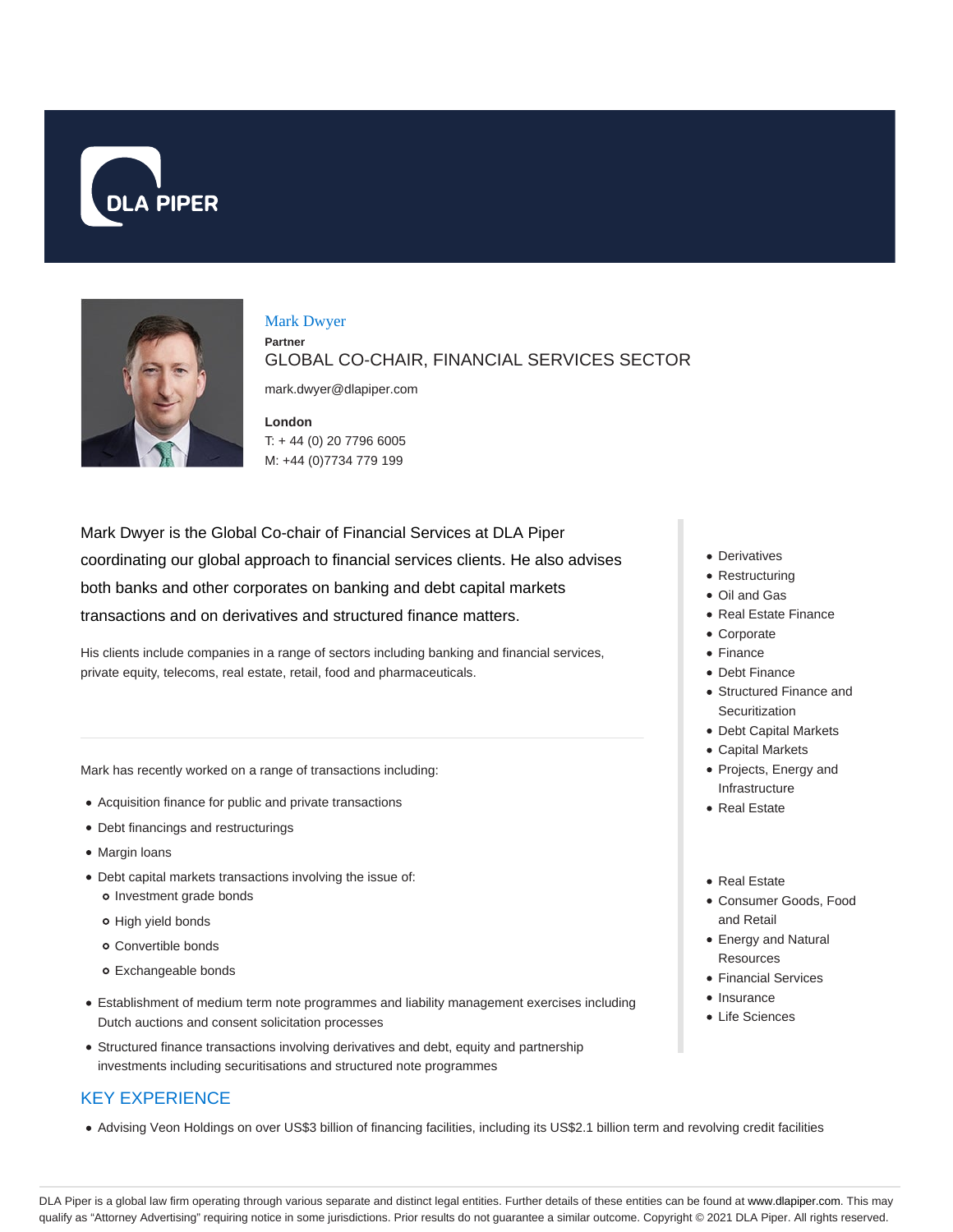# Mark Dwyer

**Partner**

GLOBAL CO-CHAIR, FINANCIAL SERVICES SECTOR

mark.dwyer@dlapiper.com

**London**
T: + 44 (0) 20 7796 6005
M: +44 (0)7734 779 199

Mark Dwyer is the Global Co-chair of Financial Services at DLA Piper coordinating our global approach to financial services clients. He also advises both banks and other corporates on banking and debt capital markets transactions and on derivatives and structured finance matters.

His clients include companies in a range of sectors including banking and financial services, private equity, telecoms, real estate, retail, food and pharmaceuticals.

Mark has recently worked on a range of transactions including:

- Acquisition finance for public and private transactions
- Debt financings and restructurings
- Margin loans
- Debt capital markets transactions involving the issue of:
  - Investment grade bonds
  - High yield bonds
  - Convertible bonds
  - Exchangeable bonds
- Establishment of medium term note programmes and liability management exercises including Dutch auctions and consent solicitation processes
- Structured finance transactions involving derivatives and debt, equity and partnership investments including securitisations and structured note programmes

- Derivatives
- Restructuring
- Oil and Gas
- Real Estate Finance
- Corporate
- Finance
- Debt Finance
- Structured Finance and Securitization
- Debt Capital Markets
- Capital Markets
- Projects, Energy and Infrastructure
- Real Estate

- Real Estate
- Consumer Goods, Food and Retail
- Energy and Natural Resources
- Financial Services
- Insurance
- Life Sciences

## KEY EXPERIENCE

- Advising Veon Holdings on over US$3 billion of financing facilities, including its US$2.1 billion term and revolving credit facilities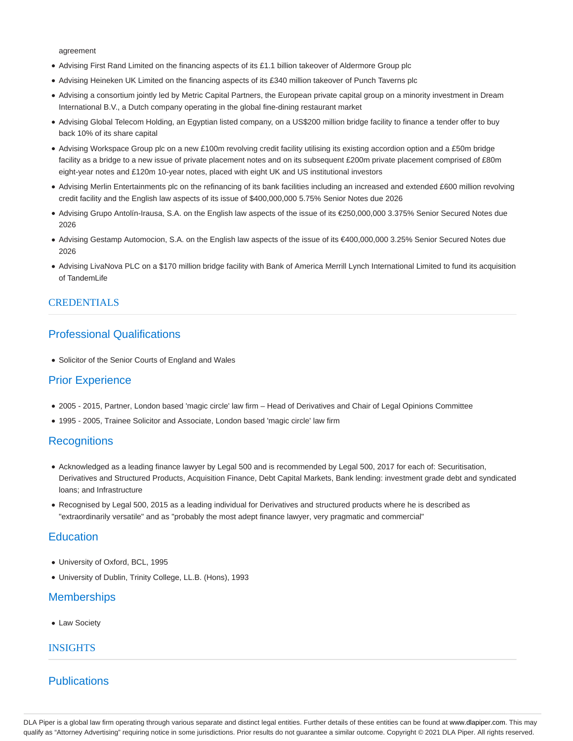agreement

- Advising First Rand Limited on the financing aspects of its £1.1 billion takeover of Aldermore Group plc
- Advising Heineken UK Limited on the financing aspects of its £340 million takeover of Punch Taverns plc
- Advising a consortium jointly led by Metric Capital Partners, the European private capital group on a minority investment in Dream International B.V., a Dutch company operating in the global fine-dining restaurant market
- Advising Global Telecom Holding, an Egyptian listed company, on a US$200 million bridge facility to finance a tender offer to buy back 10% of its share capital
- Advising Workspace Group plc on a new £100m revolving credit facility utilising its existing accordion option and a £50m bridge facility as a bridge to a new issue of private placement notes and on its subsequent £200m private placement comprised of £80m eight-year notes and £120m 10-year notes, placed with eight UK and US institutional investors
- Advising Merlin Entertainments plc on the refinancing of its bank facilities including an increased and extended £600 million revolving credit facility and the English law aspects of its issue of $400,000,000 5.75% Senior Notes due 2026
- Advising Grupo Antolín-Irausa, S.A. on the English law aspects of the issue of its €250,000,000 3.375% Senior Secured Notes due 2026
- Advising Gestamp Automocion, S.A. on the English law aspects of the issue of its €400,000,000 3.25% Senior Secured Notes due 2026
- Advising LivaNova PLC on a $170 million bridge facility with Bank of America Merrill Lynch International Limited to fund its acquisition of TandemLife

# CREDENTIALS

## Professional Qualifications

- Solicitor of the Senior Courts of England and Wales

## Prior Experience

- 2005 - 2015, Partner, London based 'magic circle' law firm – Head of Derivatives and Chair of Legal Opinions Committee
- 1995 - 2005, Trainee Solicitor and Associate, London based 'magic circle' law firm

## Recognitions

- Acknowledged as a leading finance lawyer by Legal 500 and is recommended by Legal 500, 2017 for each of: Securitisation, Derivatives and Structured Products, Acquisition Finance, Debt Capital Markets, Bank lending: investment grade debt and syndicated loans; and Infrastructure
- Recognised by Legal 500, 2015 as a leading individual for Derivatives and structured products where he is described as "extraordinarily versatile" and as "probably the most adept finance lawyer, very pragmatic and commercial"

## Education

- University of Oxford, BCL, 1995
- University of Dublin, Trinity College, LL.B. (Hons), 1993

## Memberships

- Law Society

# INSIGHTS

## Publications

DLA Piper is a global law firm operating through various separate and distinct legal entities. Further details of these entities can be found at www.dlapiper.com. This may qualify as "Attorney Advertising" requiring notice in some jurisdictions. Prior results do not guarantee a similar outcome. Copyright © 2021 DLA Piper. All rights reserved.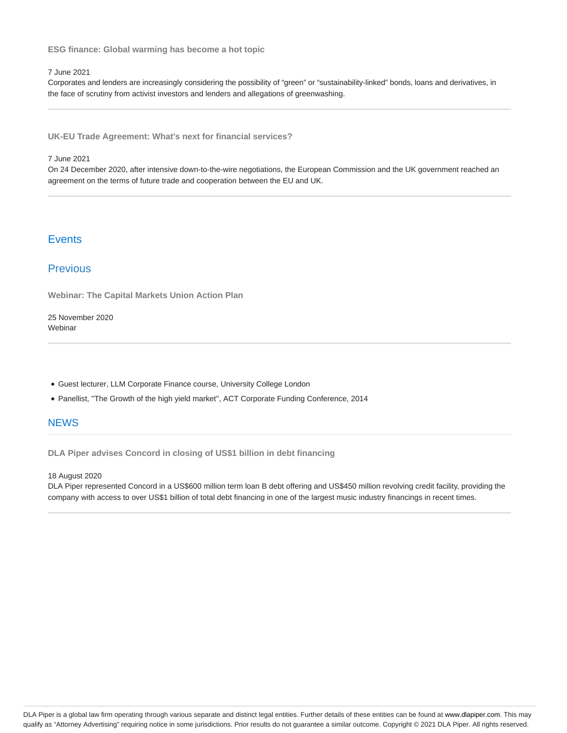**ESG finance: Global warming has become a hot topic**

7 June 2021
Corporates and lenders are increasingly considering the possibility of "green" or "sustainability-linked" bonds, loans and derivatives, in the face of scrutiny from activist investors and lenders and allegations of greenwashing.

**UK-EU Trade Agreement: What's next for financial services?**

7 June 2021
On 24 December 2020, after intensive down-to-the-wire negotiations, the European Commission and the UK government reached an agreement on the terms of future trade and cooperation between the EU and UK.

## Events

## Previous

**Webinar: The Capital Markets Union Action Plan**

25 November 2020
Webinar

- Guest lecturer, LLM Corporate Finance course, University College London
- Panellist, "The Growth of the high yield market", ACT Corporate Funding Conference, 2014

## NEWS

**DLA Piper advises Concord in closing of US$1 billion in debt financing**

18 August 2020
DLA Piper represented Concord in a US$600 million term loan B debt offering and US$450 million revolving credit facility, providing the company with access to over US$1 billion of total debt financing in one of the largest music industry financings in recent times.

DLA Piper is a global law firm operating through various separate and distinct legal entities. Further details of these entities can be found at www.dlapiper.com. This may qualify as "Attorney Advertising" requiring notice in some jurisdictions. Prior results do not guarantee a similar outcome. Copyright © 2021 DLA Piper. All rights reserved.